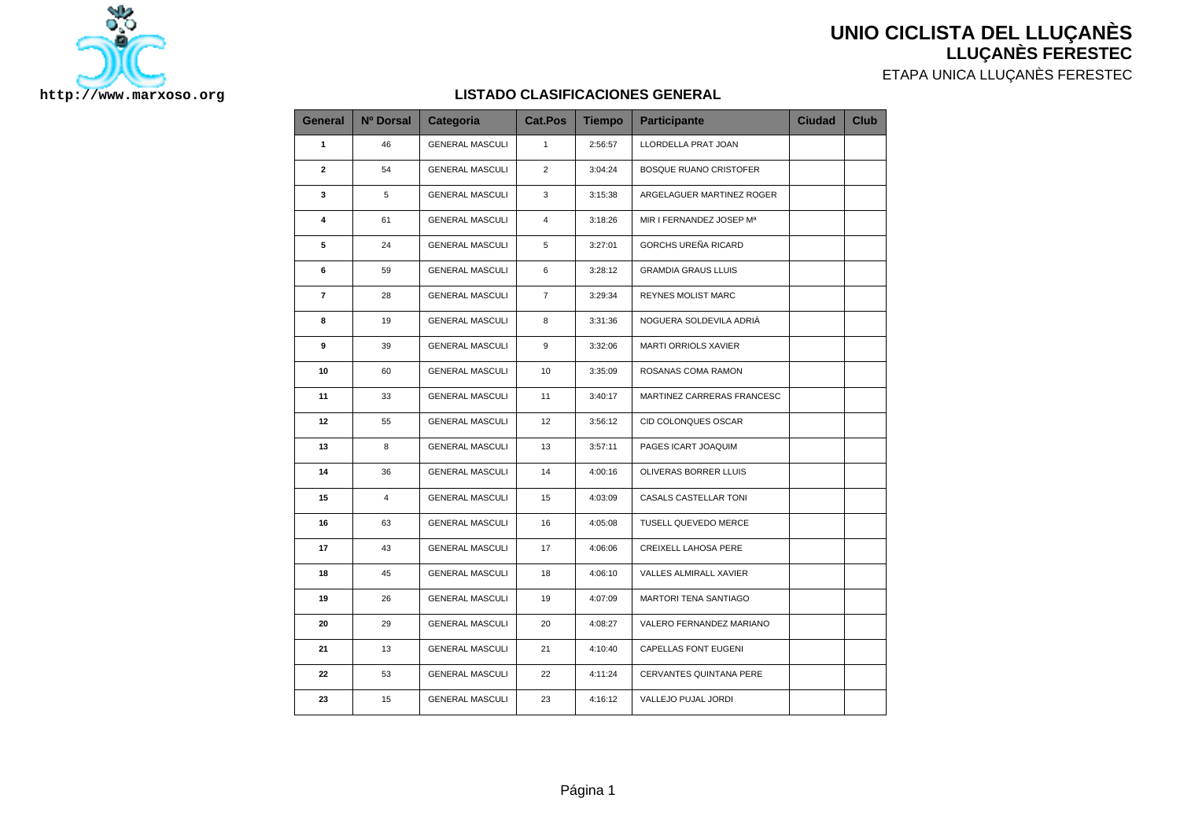# UNIO CICLISTA DEL LLUÇANÈS
## LLUÇANÈS FERESTEC
ETAPA UNICA LLUÇANÈS FERESTEC

http://www.marxoso.org

### LISTADO CLASIFICACIONES GENERAL

| General | Nº Dorsal | Categoria | Cat.Pos | Tiempo | Participante | Ciudad | Club |
|---|---|---|---|---|---|---|---|
| 1 | 46 | GENERAL MASCULI | 1 | 2:56:57 | LLORDELLA PRAT JOAN | | |
| 2 | 54 | GENERAL MASCULI | 2 | 3:04:24 | BOSQUE RUANO CRISTOFER | | |
| 3 | 5 | GENERAL MASCULI | 3 | 3:15:38 | ARGELAGUER MARTINEZ ROGER | | |
| 4 | 61 | GENERAL MASCULI | 4 | 3:18:26 | MIR I FERNANDEZ JOSEP Mª | | |
| 5 | 24 | GENERAL MASCULI | 5 | 3:27:01 | GORCHS UREÑA RICARD | | |
| 6 | 59 | GENERAL MASCULI | 6 | 3:28:12 | GRAMDIA GRAUS LLUIS | | |
| 7 | 28 | GENERAL MASCULI | 7 | 3:29:34 | REYNES MOLIST MARC | | |
| 8 | 19 | GENERAL MASCULI | 8 | 3:31:36 | NOGUERA SOLDEVILA ADRIÀ | | |
| 9 | 39 | GENERAL MASCULI | 9 | 3:32:06 | MARTI ORRIOLS XAVIER | | |
| 10 | 60 | GENERAL MASCULI | 10 | 3:35:09 | ROSANAS COMA RAMON | | |
| 11 | 33 | GENERAL MASCULI | 11 | 3:40:17 | MARTINEZ CARRERAS FRANCESC | | |
| 12 | 55 | GENERAL MASCULI | 12 | 3:56:12 | CID COLONQUES OSCAR | | |
| 13 | 8 | GENERAL MASCULI | 13 | 3:57:11 | PAGES ICART JOAQUIM | | |
| 14 | 36 | GENERAL MASCULI | 14 | 4:00:16 | OLIVERAS BORRER LLUIS | | |
| 15 | 4 | GENERAL MASCULI | 15 | 4:03:09 | CASALS CASTELLAR TONI | | |
| 16 | 63 | GENERAL MASCULI | 16 | 4:05:08 | TUSELL QUEVEDO MERCE | | |
| 17 | 43 | GENERAL MASCULI | 17 | 4:06:06 | CREIXELL LAHOSA PERE | | |
| 18 | 45 | GENERAL MASCULI | 18 | 4:06:10 | VALLES ALMIRALL XAVIER | | |
| 19 | 26 | GENERAL MASCULI | 19 | 4:07:09 | MARTORI TENA SANTIAGO | | |
| 20 | 29 | GENERAL MASCULI | 20 | 4:08:27 | VALERO FERNANDEZ MARIANO | | |
| 21 | 13 | GENERAL MASCULI | 21 | 4:10:40 | CAPELLAS FONT EUGENI | | |
| 22 | 53 | GENERAL MASCULI | 22 | 4:11:24 | CERVANTES QUINTANA PERE | | |
| 23 | 15 | GENERAL MASCULI | 23 | 4:16:12 | VALLEJO PUJAL JORDI | | |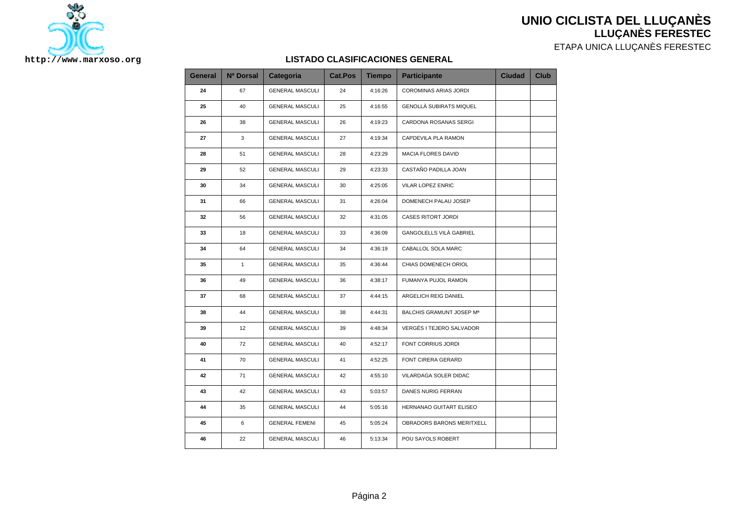# UNIO CICLISTA DEL LLUÇANÈS

## LLUÇANÈS FERESTEC

ETAPA UNICA LLUÇANÈS FERESTEC

http://www.marxoso.org

### LISTADO CLASIFICACIONES GENERAL

| General | Nº Dorsal | Categoria | Cat.Pos | Tiempo | Participante | Ciudad | Club |
|---|---|---|---|---|---|---|---|
| 24 | 67 | GENERAL MASCULI | 24 | 4:16:26 | COROMINAS ARIAS JORDI | | |
| 25 | 40 | GENERAL MASCULI | 25 | 4:16:55 | GENOLLÀ SUBIRATS MIQUEL | | |
| 26 | 38 | GENERAL MASCULI | 26 | 4:19:23 | CARDONA ROSANAS SERGI | | |
| 27 | 3 | GENERAL MASCULI | 27 | 4:19:34 | CAPDEVILA PLA RAMON | | |
| 28 | 51 | GENERAL MASCULI | 28 | 4:23:29 | MACIA FLORES DAVID | | |
| 29 | 52 | GENERAL MASCULI | 29 | 4:23:33 | CASTAÑO PADILLA JOAN | | |
| 30 | 34 | GENERAL MASCULI | 30 | 4:25:05 | VILAR LOPEZ ENRIC | | |
| 31 | 66 | GENERAL MASCULI | 31 | 4:26:04 | DOMENECH PALAU JOSEP | | |
| 32 | 56 | GENERAL MASCULI | 32 | 4:31:05 | CASES RITORT JORDI | | |
| 33 | 18 | GENERAL MASCULI | 33 | 4:36:09 | GANGOLELLS VILÀ GABRIEL | | |
| 34 | 64 | GENERAL MASCULI | 34 | 4:36:19 | CABALLOL SOLA MARC | | |
| 35 | 1 | GENERAL MASCULI | 35 | 4:36:44 | CHIAS DOMENECH ORIOL | | |
| 36 | 49 | GENERAL MASCULI | 36 | 4:38:17 | FUMANYA PUJOL RAMON | | |
| 37 | 68 | GENERAL MASCULI | 37 | 4:44:15 | ARGELICH REIG DANIEL | | |
| 38 | 44 | GENERAL MASCULI | 38 | 4:44:31 | BALCHIS GRAMUNT JOSEP Mª | | |
| 39 | 12 | GENERAL MASCULI | 39 | 4:48:34 | VERGÉS I TEJERO SALVADOR | | |
| 40 | 72 | GENERAL MASCULI | 40 | 4:52:17 | FONT CORRIUS JORDI | | |
| 41 | 70 | GENERAL MASCULI | 41 | 4:52:25 | FONT CIRERA GERARD | | |
| 42 | 71 | GENERAL MASCULI | 42 | 4:55:10 | VILARDAGA SOLER DIDAC | | |
| 43 | 42 | GENERAL MASCULI | 43 | 5:03:57 | DANES NURIG FERRAN | | |
| 44 | 35 | GENERAL MASCULI | 44 | 5:05:16 | HERNANAO GUITART ELISEO | | |
| 45 | 6 | GENERAL FEMENI | 45 | 5:05:24 | OBRADORS BARONS MERITXELL | | |
| 46 | 22 | GENERAL MASCULI | 46 | 5:13:34 | POU SAYOLS ROBERT | | |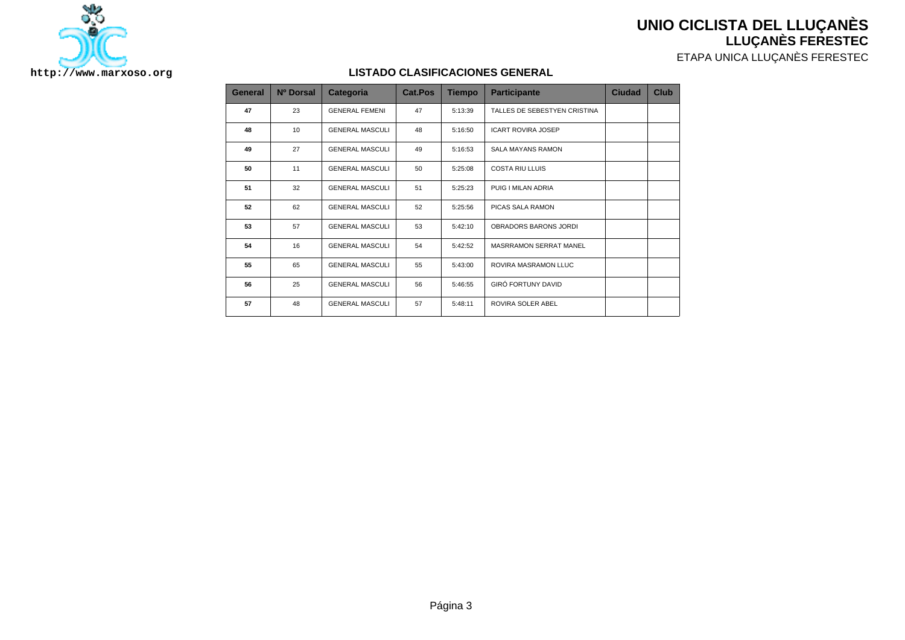# UNIO CICLISTA DEL LLUÇANÈS
## LLUÇANÈS FERESTEC

ETAPA UNICA LLUÇANÈS FERESTEC

http://www.marxoso.org

### LISTADO CLASIFICACIONES GENERAL

| General | Nº Dorsal | Categoria | Cat.Pos | Tiempo | Participante | Ciudad | Club |
|---|---|---|---|---|---|---|---|
| **47** | 23 | GENERAL FEMENI | 47 | 5:13:39 | TALLES DE SEBESTYEN CRISTINA | | |
| **48** | 10 | GENERAL MASCULI | 48 | 5:16:50 | ICART ROVIRA JOSEP | | |
| **49** | 27 | GENERAL MASCULI | 49 | 5:16:53 | SALA MAYANS RAMON | | |
| **50** | 11 | GENERAL MASCULI | 50 | 5:25:08 | COSTA RIU LLUIS | | |
| **51** | 32 | GENERAL MASCULI | 51 | 5:25:23 | PUIG I MILAN ADRIA | | |
| **52** | 62 | GENERAL MASCULI | 52 | 5:25:56 | PICAS SALA RAMON | | |
| **53** | 57 | GENERAL MASCULI | 53 | 5:42:10 | OBRADORS BARONS JORDI | | |
| **54** | 16 | GENERAL MASCULI | 54 | 5:42:52 | MASRRAMON SERRAT MANEL | | |
| **55** | 65 | GENERAL MASCULI | 55 | 5:43:00 | ROVIRA MASRAMON LLUC | | |
| **56** | 25 | GENERAL MASCULI | 56 | 5:46:55 | GIRÓ FORTUNY DAVID | | |
| **57** | 48 | GENERAL MASCULI | 57 | 5:48:11 | ROVIRA SOLER ABEL | | |